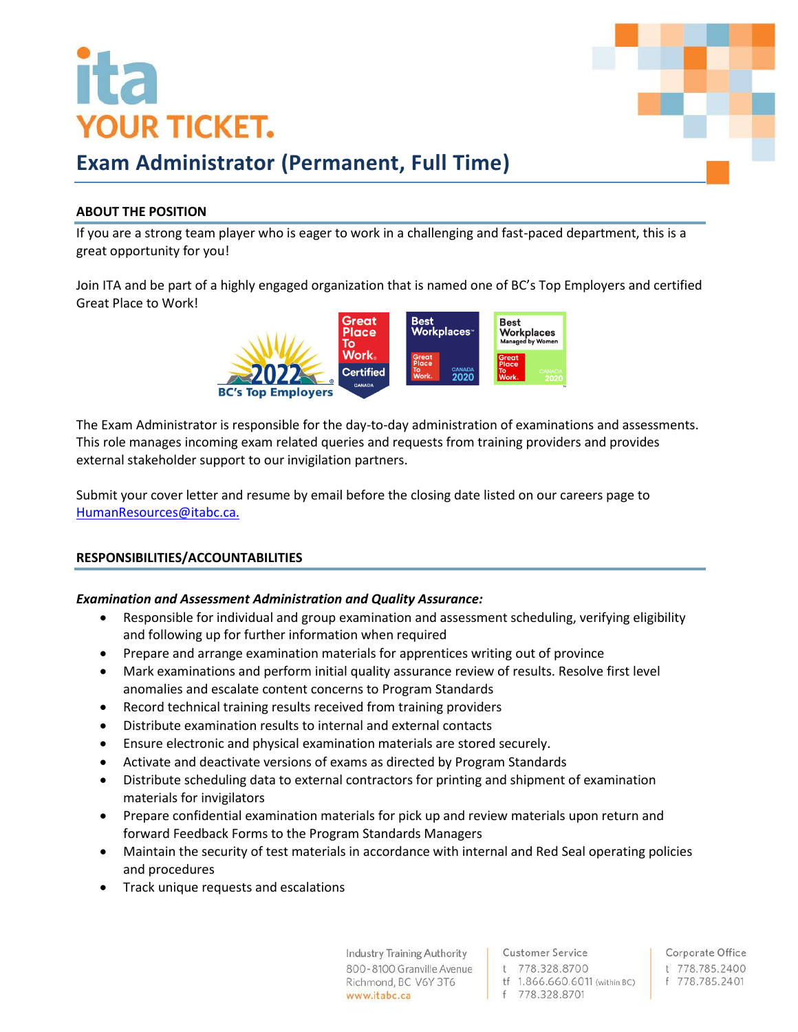# ita

## YOUR TICKET.

# Exam Administrator (Permanent, Full Time)

### ABOUT THE POSITION

If you are a strong team player who is eager to work in a challenging and fast-paced department, this is a great opportunity for you!

Join ITA and be part of a highly engaged organization that is named one of BC's Top Employers and certified Great Place to Work!

The Exam Administrator is responsible for the day-to-day administration of examinations and assessments. This role manages incoming exam related queries and requests from training providers and provides external stakeholder support to our invigilation partners.

Submit your cover letter and resume by email before the closing date listed on our careers page to HumanResources@itabc.ca.

### RESPONSIBILITIES/ACCOUNTABILITIES

***Examination and Assessment Administration and Quality Assurance:***

- Responsible for individual and group examination and assessment scheduling, verifying eligibility and following up for further information when required
- Prepare and arrange examination materials for apprentices writing out of province
- Mark examinations and perform initial quality assurance review of results. Resolve first level anomalies and escalate content concerns to Program Standards
- Record technical training results received from training providers
- Distribute examination results to internal and external contacts
- Ensure electronic and physical examination materials are stored securely.
- Activate and deactivate versions of exams as directed by Program Standards
- Distribute scheduling data to external contractors for printing and shipment of examination materials for invigilators
- Prepare confidential examination materials for pick up and review materials upon return and forward Feedback Forms to the Program Standards Managers
- Maintain the security of test materials in accordance with internal and Red Seal operating policies and procedures
- Track unique requests and escalations

Industry Training Authority
800-8100 Granville Avenue
Richmond, BC V6Y 3T6
www.itabc.ca

Customer Service
t 778.328.8700
tf 1.866.660.6011 (within BC)
f 778.328.8701

Corporate Office
t 778.785.2400
f 778.785.2401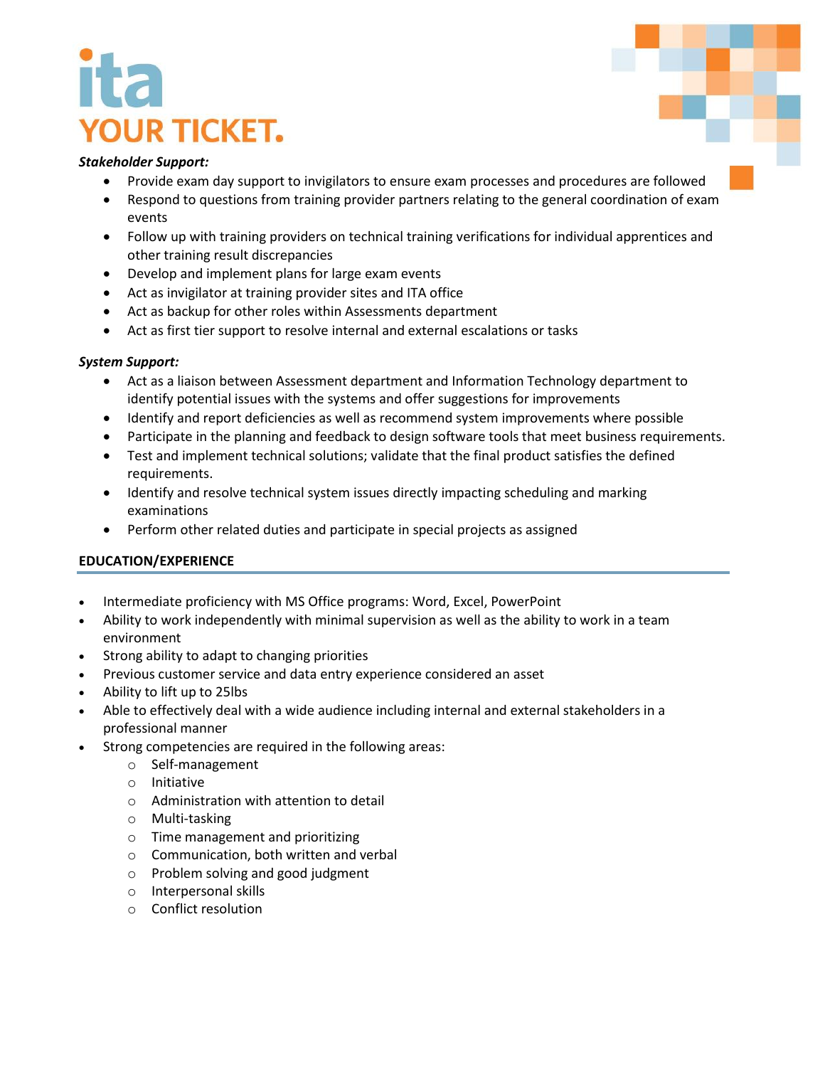***Stakeholder Support:***

- Provide exam day support to invigilators to ensure exam processes and procedures are followed
- Respond to questions from training provider partners relating to the general coordination of exam events
- Follow up with training providers on technical training verifications for individual apprentices and other training result discrepancies
- Develop and implement plans for large exam events
- Act as invigilator at training provider sites and ITA office
- Act as backup for other roles within Assessments department
- Act as first tier support to resolve internal and external escalations or tasks

***System Support:***

- Act as a liaison between Assessment department and Information Technology department to identify potential issues with the systems and offer suggestions for improvements
- Identify and report deficiencies as well as recommend system improvements where possible
- Participate in the planning and feedback to design software tools that meet business requirements.
- Test and implement technical solutions; validate that the final product satisfies the defined requirements.
- Identify and resolve technical system issues directly impacting scheduling and marking examinations
- Perform other related duties and participate in special projects as assigned

## EDUCATION/EXPERIENCE

- Intermediate proficiency with MS Office programs: Word, Excel, PowerPoint
- Ability to work independently with minimal supervision as well as the ability to work in a team environment
- Strong ability to adapt to changing priorities
- Previous customer service and data entry experience considered an asset
- Ability to lift up to 25lbs
- Able to effectively deal with a wide audience including internal and external stakeholders in a professional manner
- Strong competencies are required in the following areas:
  - Self-management
  - Initiative
  - Administration with attention to detail
  - Multi-tasking
  - Time management and prioritizing
  - Communication, both written and verbal
  - Problem solving and good judgment
  - Interpersonal skills
  - Conflict resolution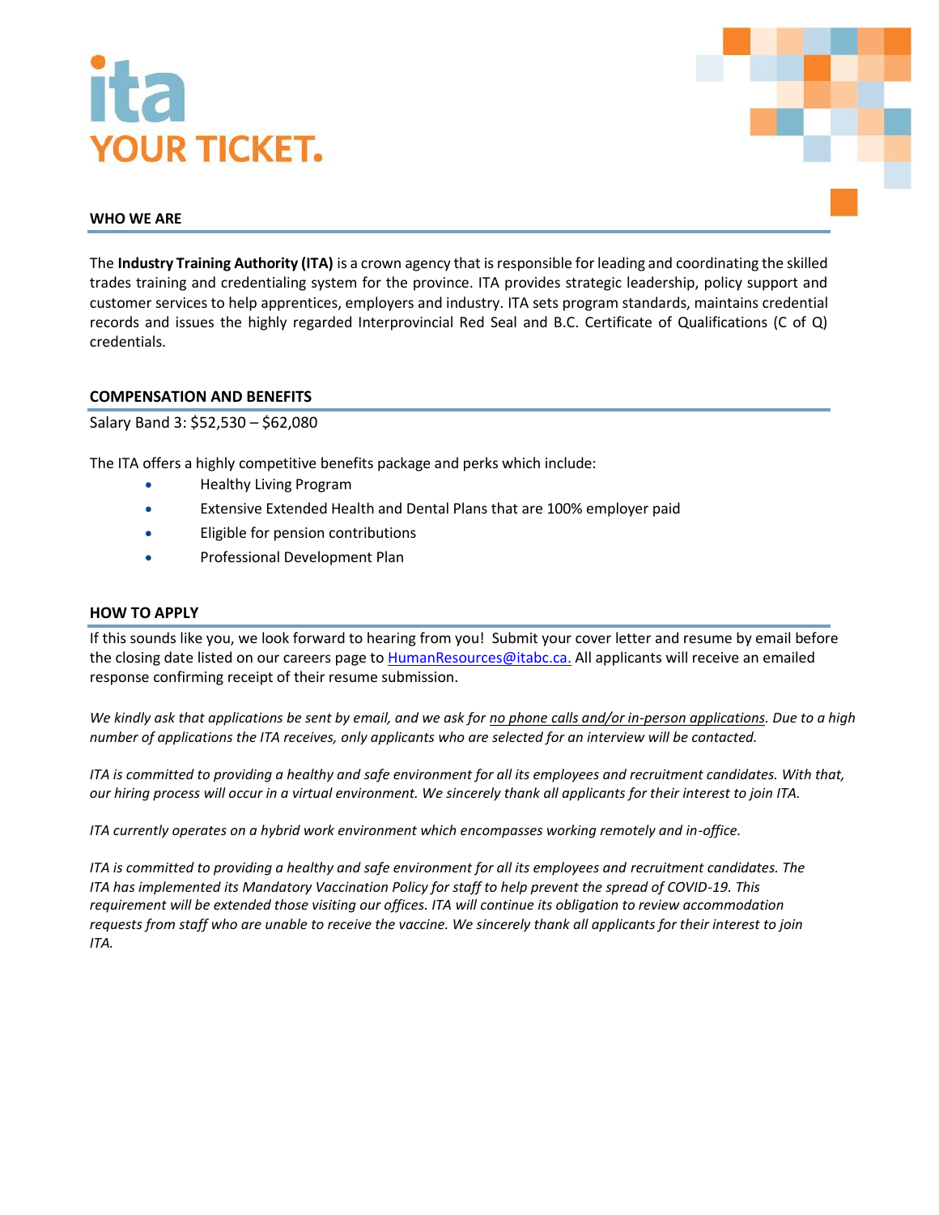ita
YOUR TICKET.

## WHO WE ARE

The **Industry Training Authority (ITA)** is a crown agency that is responsible for leading and coordinating the skilled trades training and credentialing system for the province. ITA provides strategic leadership, policy support and customer services to help apprentices, employers and industry. ITA sets program standards, maintains credential records and issues the highly regarded Interprovincial Red Seal and B.C. Certificate of Qualifications (C of Q) credentials.

## COMPENSATION AND BENEFITS

Salary Band 3: $52,530 – $62,080

The ITA offers a highly competitive benefits package and perks which include:

- Healthy Living Program
- Extensive Extended Health and Dental Plans that are 100% employer paid
- Eligible for pension contributions
- Professional Development Plan

## HOW TO APPLY

If this sounds like you, we look forward to hearing from you! Submit your cover letter and resume by email before the closing date listed on our careers page to HumanResources@itabc.ca. All applicants will receive an emailed response confirming receipt of their resume submission.

*We kindly ask that applications be sent by email, and we ask for no phone calls and/or in-person applications. Due to a high number of applications the ITA receives, only applicants who are selected for an interview will be contacted.*

*ITA is committed to providing a healthy and safe environment for all its employees and recruitment candidates. With that, our hiring process will occur in a virtual environment. We sincerely thank all applicants for their interest to join ITA.*

*ITA currently operates on a hybrid work environment which encompasses working remotely and in-office.*

*ITA is committed to providing a healthy and safe environment for all its employees and recruitment candidates. The ITA has implemented its Mandatory Vaccination Policy for staff to help prevent the spread of COVID-19. This requirement will be extended those visiting our offices. ITA will continue its obligation to review accommodation requests from staff who are unable to receive the vaccine. We sincerely thank all applicants for their interest to join ITA.*